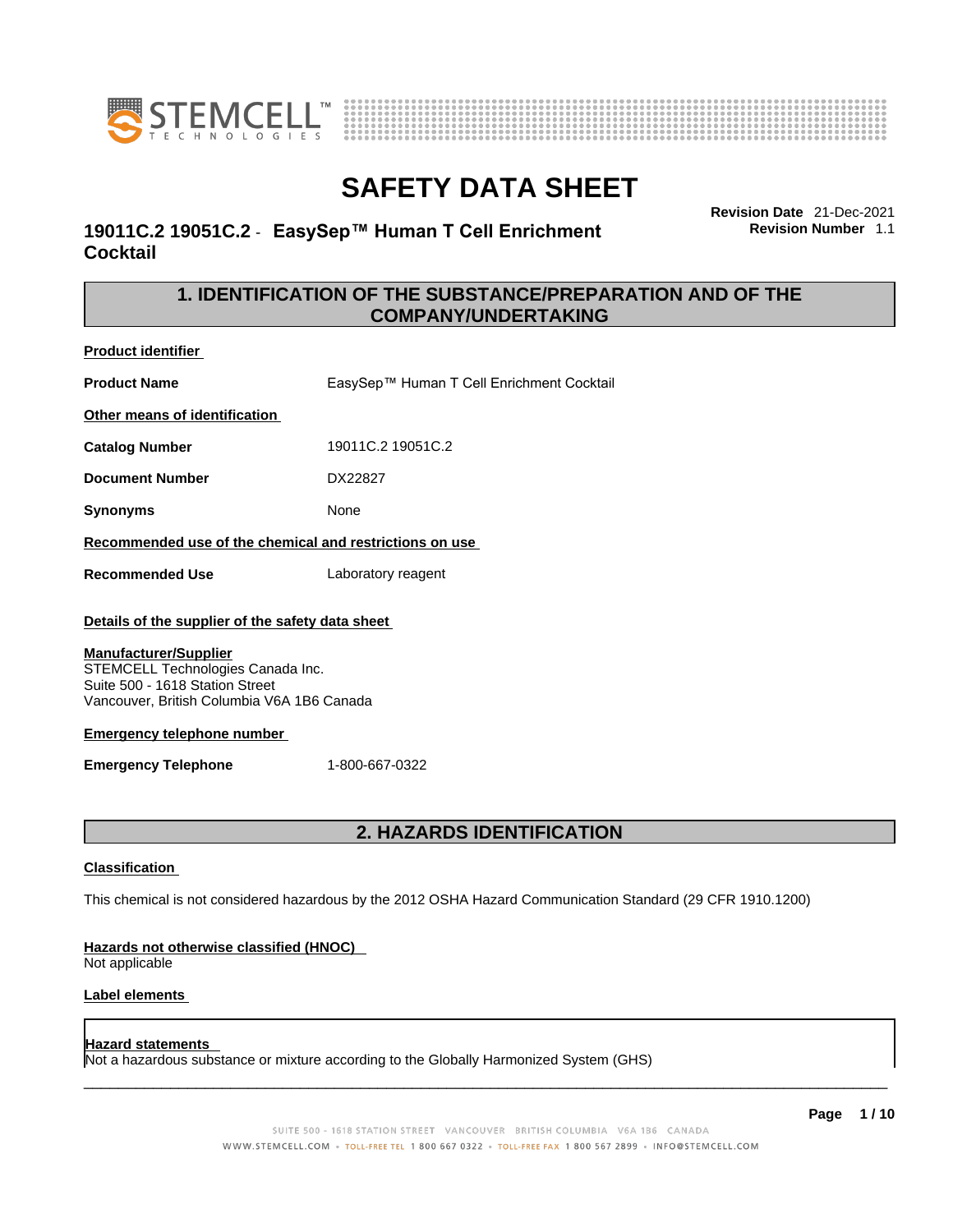# SAFETY DATA SHEET

**19011C.2 19051C.2 - EasySep™ Human T Cell Enrichment Cocktail**

**Revision Date** 21-Dec-2021
**Revision Number** 1.1

## 1. IDENTIFICATION OF THE SUBSTANCE/PREPARATION AND OF THE COMPANY/UNDERTAKING

**Product identifier**

**Product Name** EasySep™ Human T Cell Enrichment Cocktail

**Other means of identification**

**Catalog Number** 19011C.2 19051C.2

**Document Number** DX22827

**Synonyms** None

**Recommended use of the chemical and restrictions on use**

**Recommended Use** Laboratory reagent

**Details of the supplier of the safety data sheet**

**Manufacturer/Supplier**
STEMCELL Technologies Canada Inc.
Suite 500 - 1618 Station Street
Vancouver, British Columbia V6A 1B6 Canada

**Emergency telephone number**

**Emergency Telephone** 1-800-667-0322

## 2. HAZARDS IDENTIFICATION

**Classification**

This chemical is not considered hazardous by the 2012 OSHA Hazard Communication Standard (29 CFR 1910.1200)

**Hazards not otherwise classified (HNOC)**
Not applicable

**Label elements**

**Hazard statements**
Not a hazardous substance or mixture according to the Globally Harmonized System (GHS)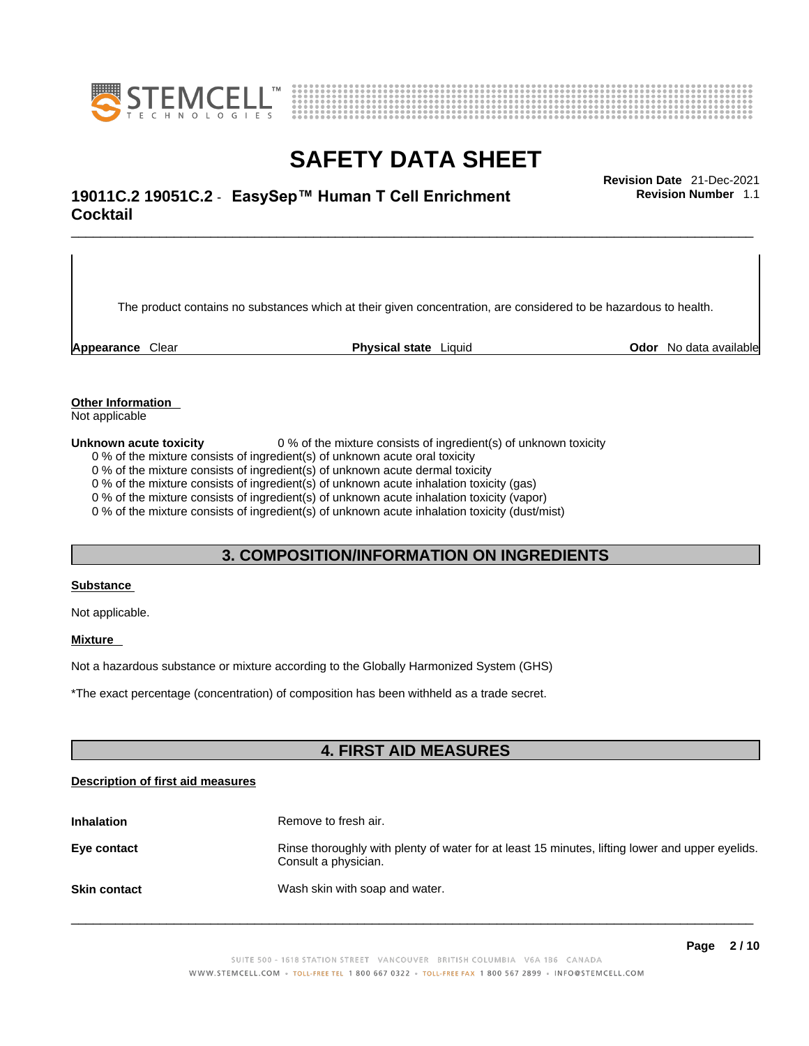The product contains no substances which at their given concentration, are considered to be hazardous to health.

| **Appearance** Clear | **Physical state** Liquid | **Odor** No data available |
|---|---|---|

**Other Information**
Not applicable

**Unknown acute toxicity** 0 % of the mixture consists of ingredient(s) of unknown toxicity

- 0 % of the mixture consists of ingredient(s) of unknown acute oral toxicity
- 0 % of the mixture consists of ingredient(s) of unknown acute dermal toxicity
- 0 % of the mixture consists of ingredient(s) of unknown acute inhalation toxicity (gas)
- 0 % of the mixture consists of ingredient(s) of unknown acute inhalation toxicity (vapor)
- 0 % of the mixture consists of ingredient(s) of unknown acute inhalation toxicity (dust/mist)

## 3. COMPOSITION/INFORMATION ON INGREDIENTS

**Substance**

Not applicable.

**Mixture**

Not a hazardous substance or mixture according to the Globally Harmonized System (GHS)

*The exact percentage (concentration) of composition has been withheld as a trade secret.

## 4. FIRST AID MEASURES

**Description of first aid measures**

**Inhalation** Remove to fresh air.

**Eye contact** Rinse thoroughly with plenty of water for at least 15 minutes, lifting lower and upper eyelids. Consult a physician.

**Skin contact** Wash skin with soap and water.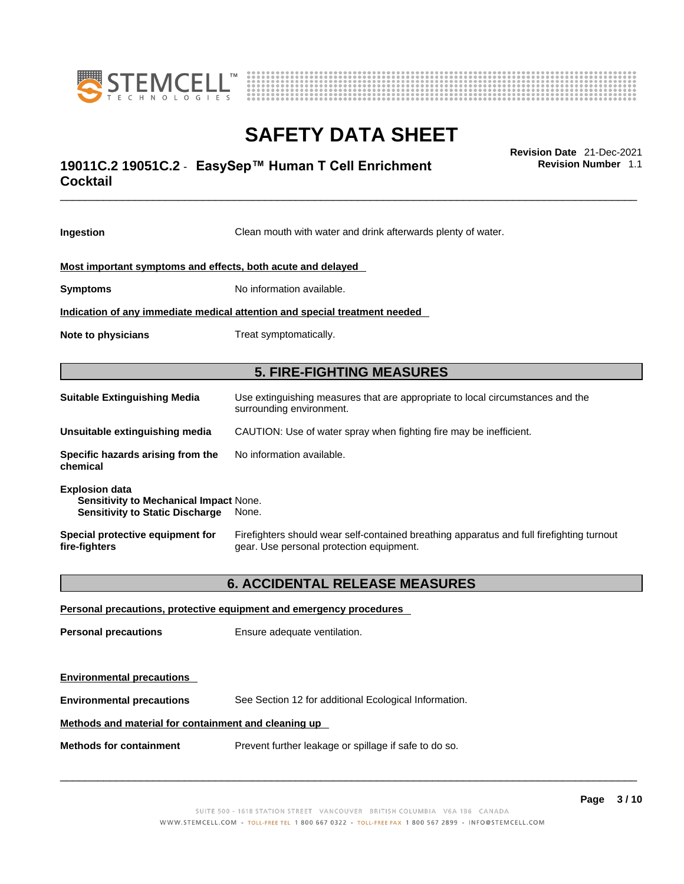**Ingestion** Clean mouth with water and drink afterwards plenty of water.

**Most important symptoms and effects, both acute and delayed**

**Symptoms** No information available.

**Indication of any immediate medical attention and special treatment needed**

**Note to physicians** Treat symptomatically.

## 5. FIRE-FIGHTING MEASURES

**Suitable Extinguishing Media** Use extinguishing measures that are appropriate to local circumstances and the surrounding environment.

**Unsuitable extinguishing media** CAUTION: Use of water spray when fighting fire may be inefficient.

**Specific hazards arising from the chemical** No information available.

**Explosion data**
**Sensitivity to Mechanical Impact** None.
**Sensitivity to Static Discharge** None.

**Special protective equipment for fire-fighters** Firefighters should wear self-contained breathing apparatus and full firefighting turnout gear. Use personal protection equipment.

## 6. ACCIDENTAL RELEASE MEASURES

**Personal precautions, protective equipment and emergency procedures**

**Personal precautions** Ensure adequate ventilation.

**Environmental precautions**

**Environmental precautions** See Section 12 for additional Ecological Information.

**Methods and material for containment and cleaning up**

**Methods for containment** Prevent further leakage or spillage if safe to do so.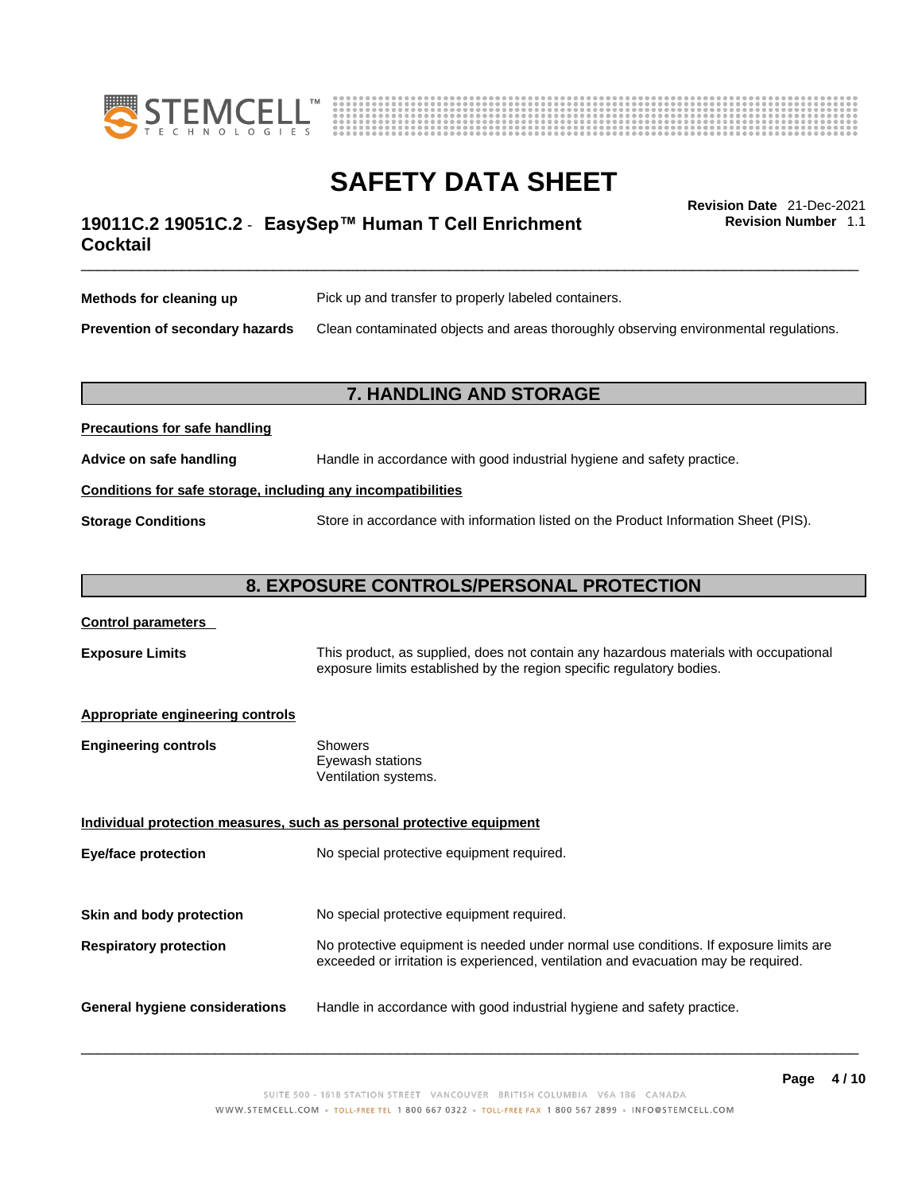| | |
|---|---|
| **Methods for cleaning up** | Pick up and transfer to properly labeled containers. |
| **Prevention of secondary hazards** | Clean contaminated objects and areas thoroughly observing environmental regulations. |

## 7. HANDLING AND STORAGE

**Precautions for safe handling**

| | |
|---|---|
| **Advice on safe handling** | Handle in accordance with good industrial hygiene and safety practice. |

**Conditions for safe storage, including any incompatibilities**

| | |
|---|---|
| **Storage Conditions** | Store in accordance with information listed on the Product Information Sheet (PIS). |

## 8. EXPOSURE CONTROLS/PERSONAL PROTECTION

**Control parameters**

| | |
|---|---|
| **Exposure Limits** | This product, as supplied, does not contain any hazardous materials with occupational exposure limits established by the region specific regulatory bodies. |

**Appropriate engineering controls**

| | |
|---|---|
| **Engineering controls** | Showers<br>Eyewash stations<br>Ventilation systems. |

**Individual protection measures, such as personal protective equipment**

| | |
|---|---|
| **Eye/face protection** | No special protective equipment required. |
| **Skin and body protection** | No special protective equipment required. |
| **Respiratory protection** | No protective equipment is needed under normal use conditions. If exposure limits are exceeded or irritation is experienced, ventilation and evacuation may be required. |
| **General hygiene considerations** | Handle in accordance with good industrial hygiene and safety practice. |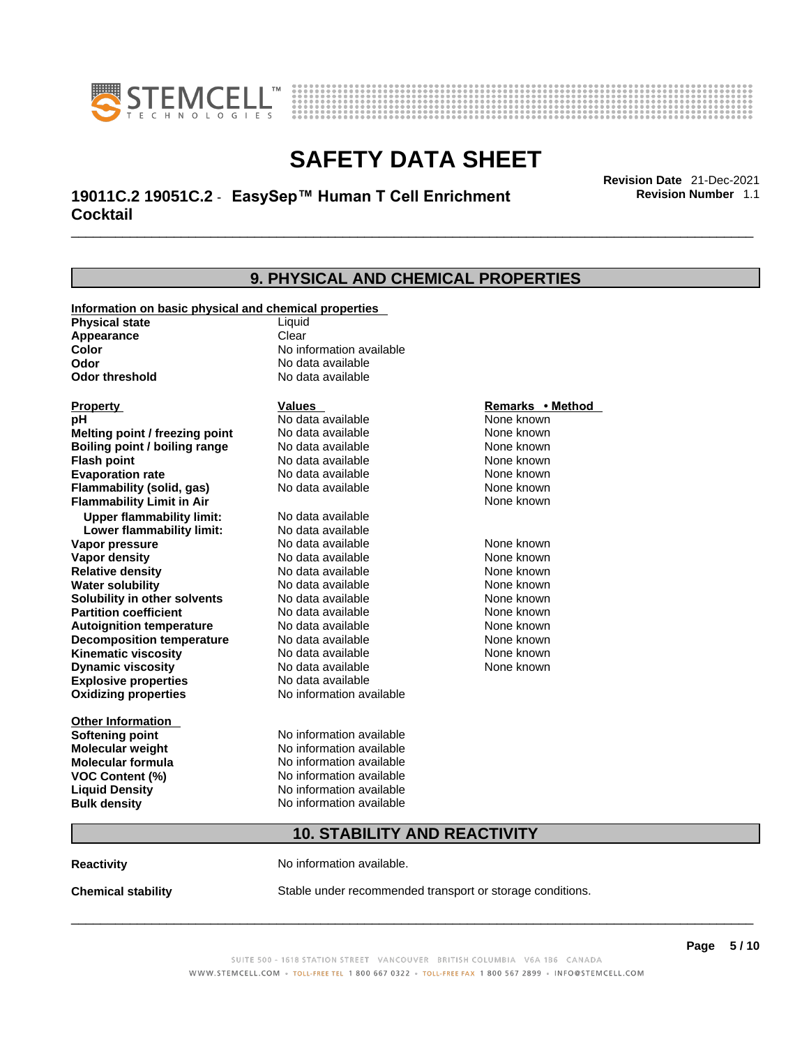## 9. PHYSICAL AND CHEMICAL PROPERTIES

**Information on basic physical and chemical properties**

| | |
|---|---|
| **Physical state** | Liquid |
| **Appearance** | Clear |
| **Color** | No information available |
| **Odor** | No data available |
| **Odor threshold** | No data available |

| Property | Values | Remarks • Method |
|---|---|---|
| **pH** | No data available | None known |
| **Melting point / freezing point** | No data available | None known |
| **Boiling point / boiling range** | No data available | None known |
| **Flash point** | No data available | None known |
| **Evaporation rate** | No data available | None known |
| **Flammability (solid, gas)** | No data available | None known |
| **Flammability Limit in Air** | | None known |
| **Upper flammability limit:** | No data available | |
| **Lower flammability limit:** | No data available | |
| **Vapor pressure** | No data available | None known |
| **Vapor density** | No data available | None known |
| **Relative density** | No data available | None known |
| **Water solubility** | No data available | None known |
| **Solubility in other solvents** | No data available | None known |
| **Partition coefficient** | No data available | None known |
| **Autoignition temperature** | No data available | None known |
| **Decomposition temperature** | No data available | None known |
| **Kinematic viscosity** | No data available | None known |
| **Dynamic viscosity** | No data available | None known |
| **Explosive properties** | No data available | |
| **Oxidizing properties** | No information available | |

**Other Information**

| | |
|---|---|
| **Softening point** | No information available |
| **Molecular weight** | No information available |
| **Molecular formula** | No information available |
| **VOC Content (%)** | No information available |
| **Liquid Density** | No information available |
| **Bulk density** | No information available |

## 10. STABILITY AND REACTIVITY

**Reactivity** No information available.

**Chemical stability** Stable under recommended transport or storage conditions.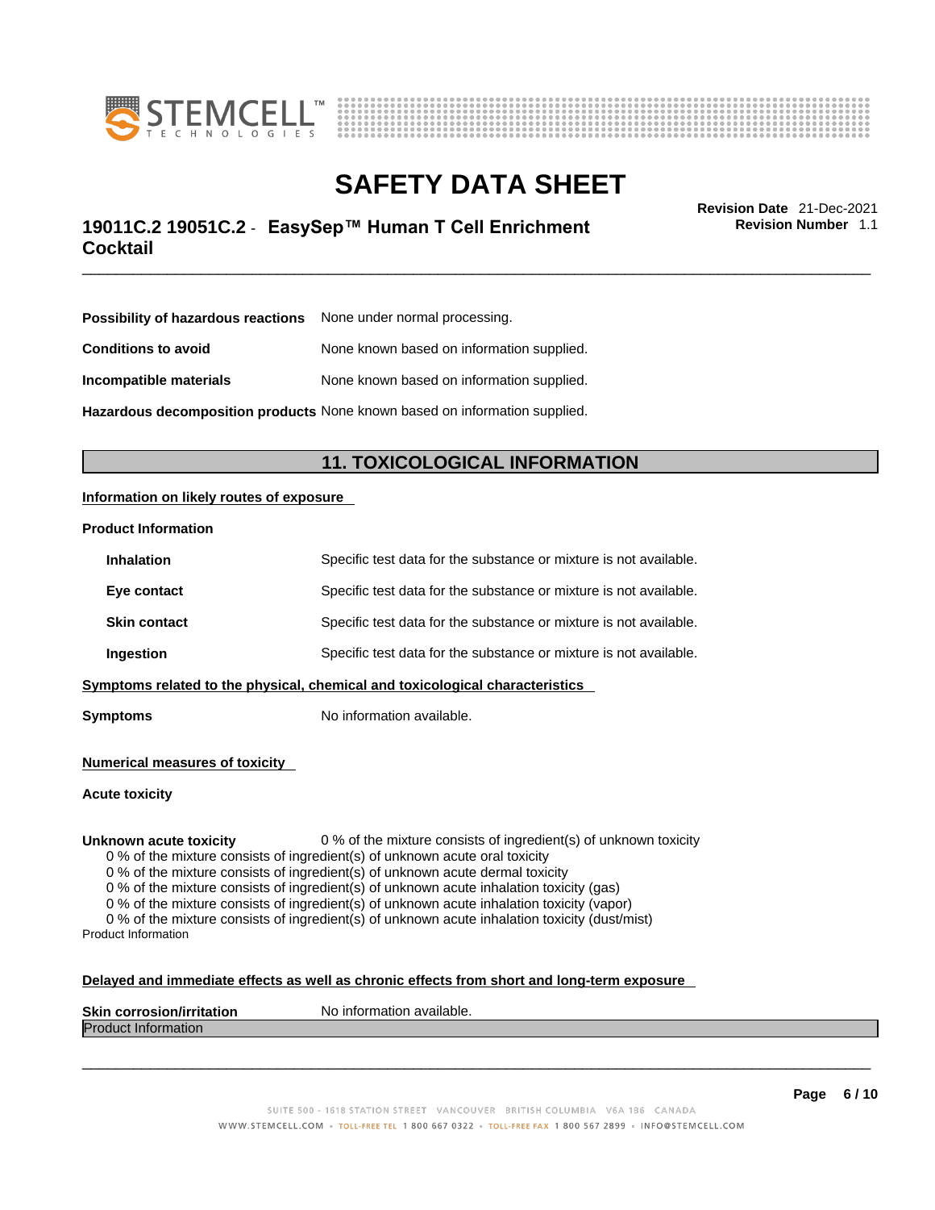**Possibility of hazardous reactions** None under normal processing.

**Conditions to avoid** None known based on information supplied.

**Incompatible materials** None known based on information supplied.

**Hazardous decomposition products** None known based on information supplied.

## 11. TOXICOLOGICAL INFORMATION

**Information on likely routes of exposure**

**Product Information**

| | |
|---|---|
| **Inhalation** | Specific test data for the substance or mixture is not available. |
| **Eye contact** | Specific test data for the substance or mixture is not available. |
| **Skin contact** | Specific test data for the substance or mixture is not available. |
| **Ingestion** | Specific test data for the substance or mixture is not available. |

**Symptoms related to the physical, chemical and toxicological characteristics**

**Symptoms** No information available.

**Numerical measures of toxicity**

**Acute toxicity**

**Unknown acute toxicity** 0 % of the mixture consists of ingredient(s) of unknown toxicity

0 % of the mixture consists of ingredient(s) of unknown acute oral toxicity
0 % of the mixture consists of ingredient(s) of unknown acute dermal toxicity
0 % of the mixture consists of ingredient(s) of unknown acute inhalation toxicity (gas)
0 % of the mixture consists of ingredient(s) of unknown acute inhalation toxicity (vapor)
0 % of the mixture consists of ingredient(s) of unknown acute inhalation toxicity (dust/mist)

Product Information

**Delayed and immediate effects as well as chronic effects from short and long-term exposure**

**Skin corrosion/irritation** No information available.

Product Information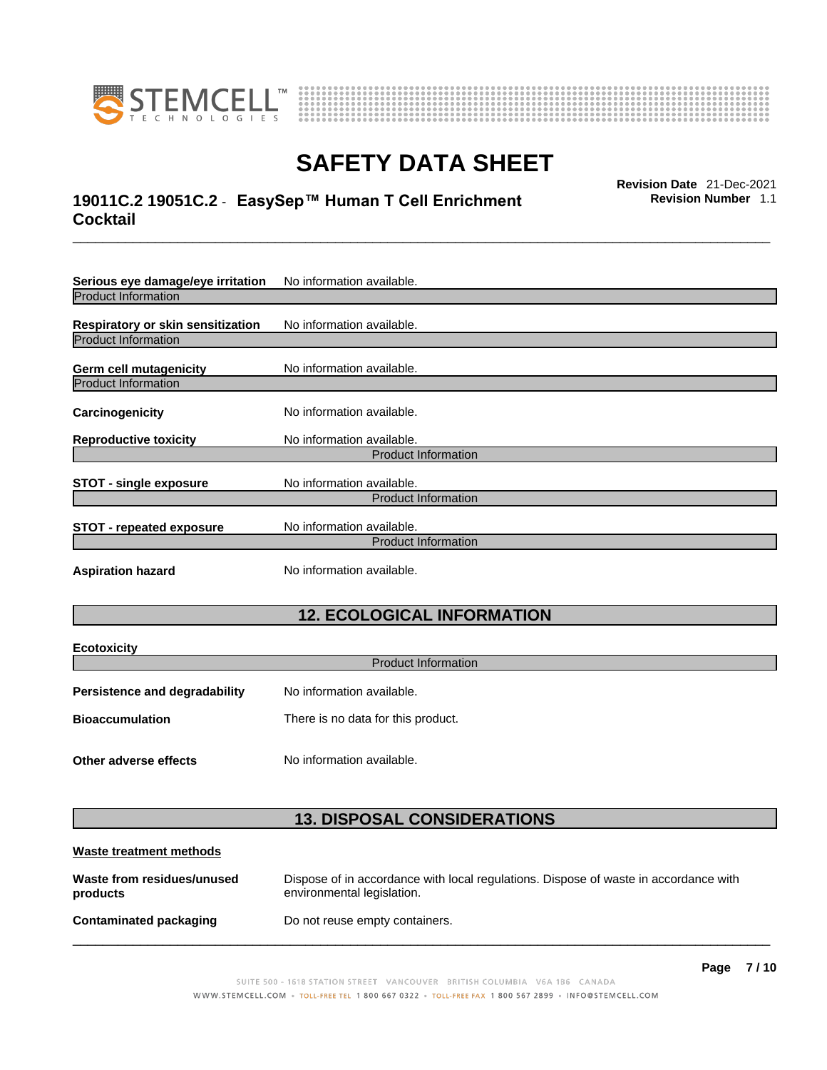**Serious eye damage/eye irritation** No information available.

Product Information

**Respiratory or skin sensitization** No information available.

Product Information

**Germ cell mutagenicity** No information available.

Product Information

**Carcinogenicity** No information available.

**Reproductive toxicity** No information available.

Product Information

**STOT - single exposure** No information available.

Product Information

**STOT - repeated exposure** No information available.

Product Information

**Aspiration hazard** No information available.

## 12. ECOLOGICAL INFORMATION

**Ecotoxicity**

Product Information

**Persistence and degradability** No information available.

**Bioaccumulation** There is no data for this product.

**Other adverse effects** No information available.

## 13. DISPOSAL CONSIDERATIONS

**Waste treatment methods**

**Waste from residues/unused products** Dispose of in accordance with local regulations. Dispose of waste in accordance with environmental legislation.

**Contaminated packaging** Do not reuse empty containers.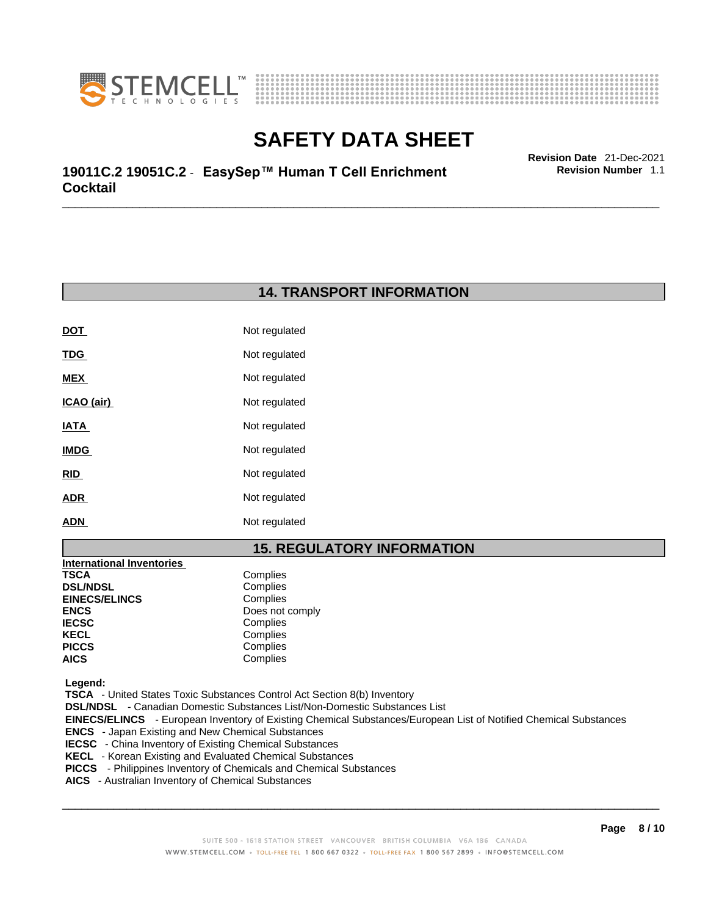## 14. TRANSPORT INFORMATION

| | |
|---|---|
| **DOT** | Not regulated |
| **TDG** | Not regulated |
| **MEX** | Not regulated |
| **ICAO (air)** | Not regulated |
| **IATA** | Not regulated |
| **IMDG** | Not regulated |
| **RID** | Not regulated |
| **ADR** | Not regulated |
| **ADN** | Not regulated |

## 15. REGULATORY INFORMATION

**International Inventories**

| | |
|---|---|
| **TSCA** | Complies |
| **DSL/NDSL** | Complies |
| **EINECS/ELINCS** | Complies |
| **ENCS** | Does not comply |
| **IECSC** | Complies |
| **KECL** | Complies |
| **PICCS** | Complies |
| **AICS** | Complies |

**Legend:**

**TSCA** - United States Toxic Substances Control Act Section 8(b) Inventory
**DSL/NDSL** - Canadian Domestic Substances List/Non-Domestic Substances List
**EINECS/ELINCS** - European Inventory of Existing Chemical Substances/European List of Notified Chemical Substances
**ENCS** - Japan Existing and New Chemical Substances
**IECSC** - China Inventory of Existing Chemical Substances
**KECL** - Korean Existing and Evaluated Chemical Substances
**PICCS** - Philippines Inventory of Chemicals and Chemical Substances
**AICS** - Australian Inventory of Chemical Substances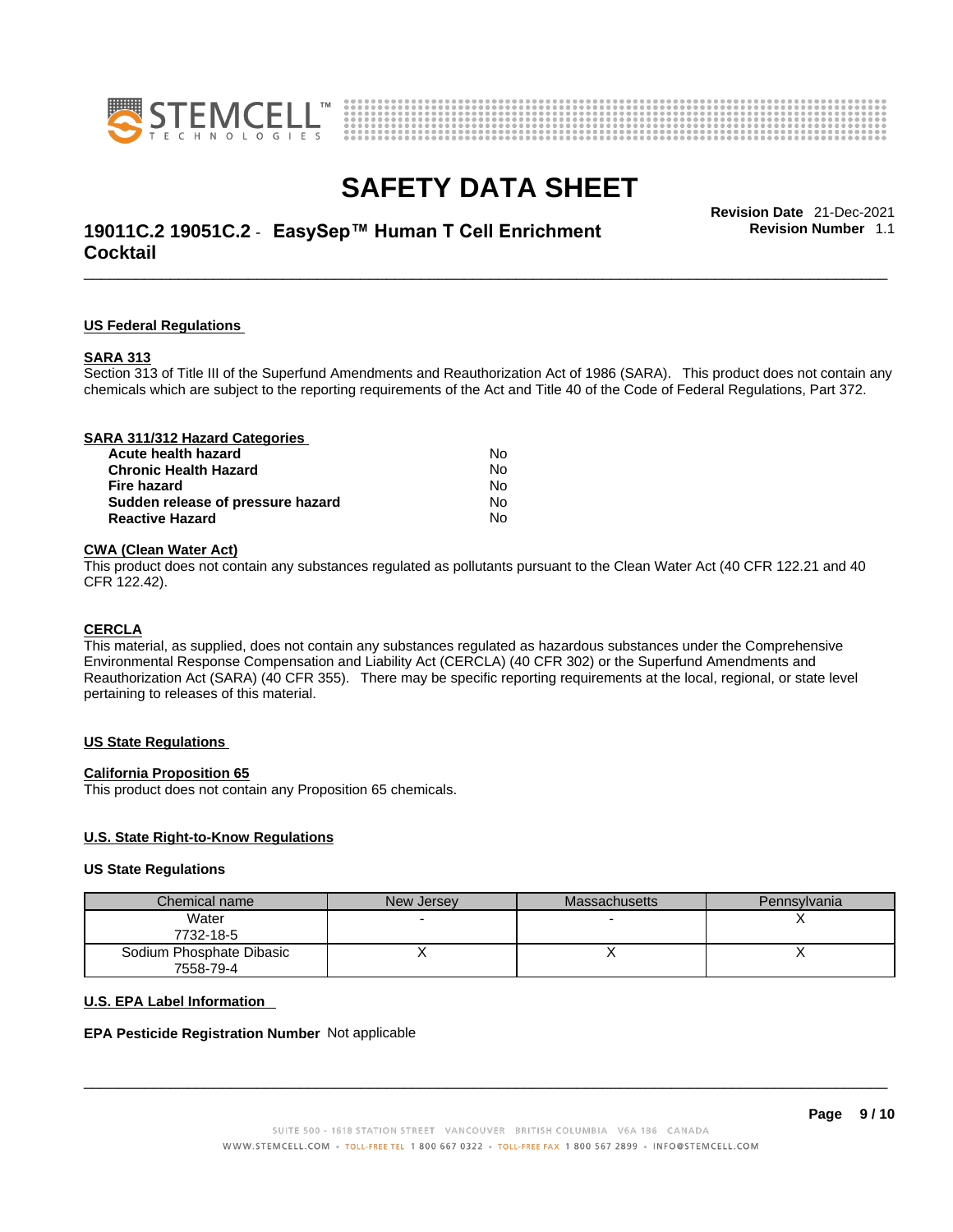### US Federal Regulations

#### SARA 313

Section 313 of Title III of the Superfund Amendments and Reauthorization Act of 1986 (SARA). This product does not contain any chemicals which are subject to the reporting requirements of the Act and Title 40 of the Code of Federal Regulations, Part 372.

#### SARA 311/312 Hazard Categories

| | |
|---|---|
| **Acute health hazard** | No |
| **Chronic Health Hazard** | No |
| **Fire hazard** | No |
| **Sudden release of pressure hazard** | No |
| **Reactive Hazard** | No |

#### CWA (Clean Water Act)

This product does not contain any substances regulated as pollutants pursuant to the Clean Water Act (40 CFR 122.21 and 40 CFR 122.42).

#### CERCLA

This material, as supplied, does not contain any substances regulated as hazardous substances under the Comprehensive Environmental Response Compensation and Liability Act (CERCLA) (40 CFR 302) or the Superfund Amendments and Reauthorization Act (SARA) (40 CFR 355). There may be specific reporting requirements at the local, regional, or state level pertaining to releases of this material.

### US State Regulations

#### California Proposition 65

This product does not contain any Proposition 65 chemicals.

### U.S. State Right-to-Know Regulations

**US State Regulations**

| Chemical name | New Jersey | Massachusetts | Pennsylvania |
|---|---|---|---|
| Water<br>7732-18-5 | - | - | X |
| Sodium Phosphate Dibasic<br>7558-79-4 | X | X | X |

### U.S. EPA Label Information

**EPA Pesticide Registration Number** Not applicable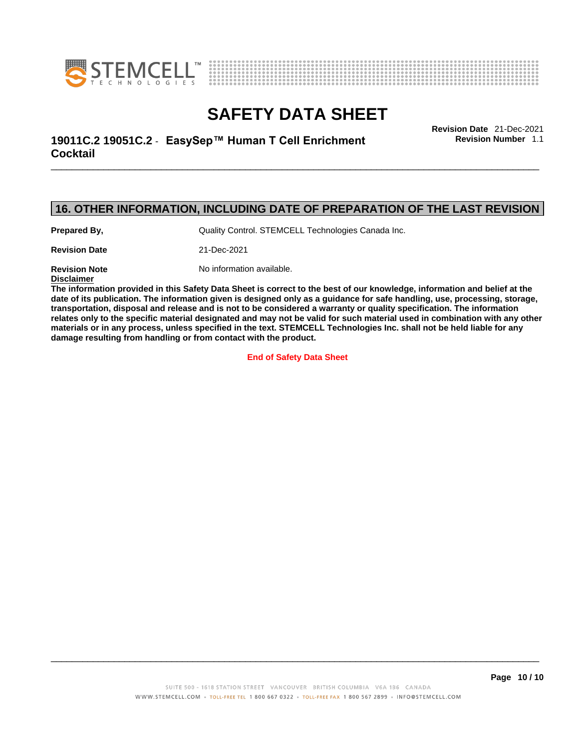## 16. OTHER INFORMATION, INCLUDING DATE OF PREPARATION OF THE LAST REVISION

**Prepared By,** Quality Control. STEMCELL Technologies Canada Inc.

**Revision Date** 21-Dec-2021

**Revision Note** No information available.

**Disclaimer**

**The information provided in this Safety Data Sheet is correct to the best of our knowledge, information and belief at the date of its publication. The information given is designed only as a guidance for safe handling, use, processing, storage, transportation, disposal and release and is not to be considered a warranty or quality specification. The information relates only to the specific material designated and may not be valid for such material used in combination with any other materials or in any process, unless specified in the text. STEMCELL Technologies Inc. shall not be held liable for any damage resulting from handling or from contact with the product.**

**End of Safety Data Sheet**